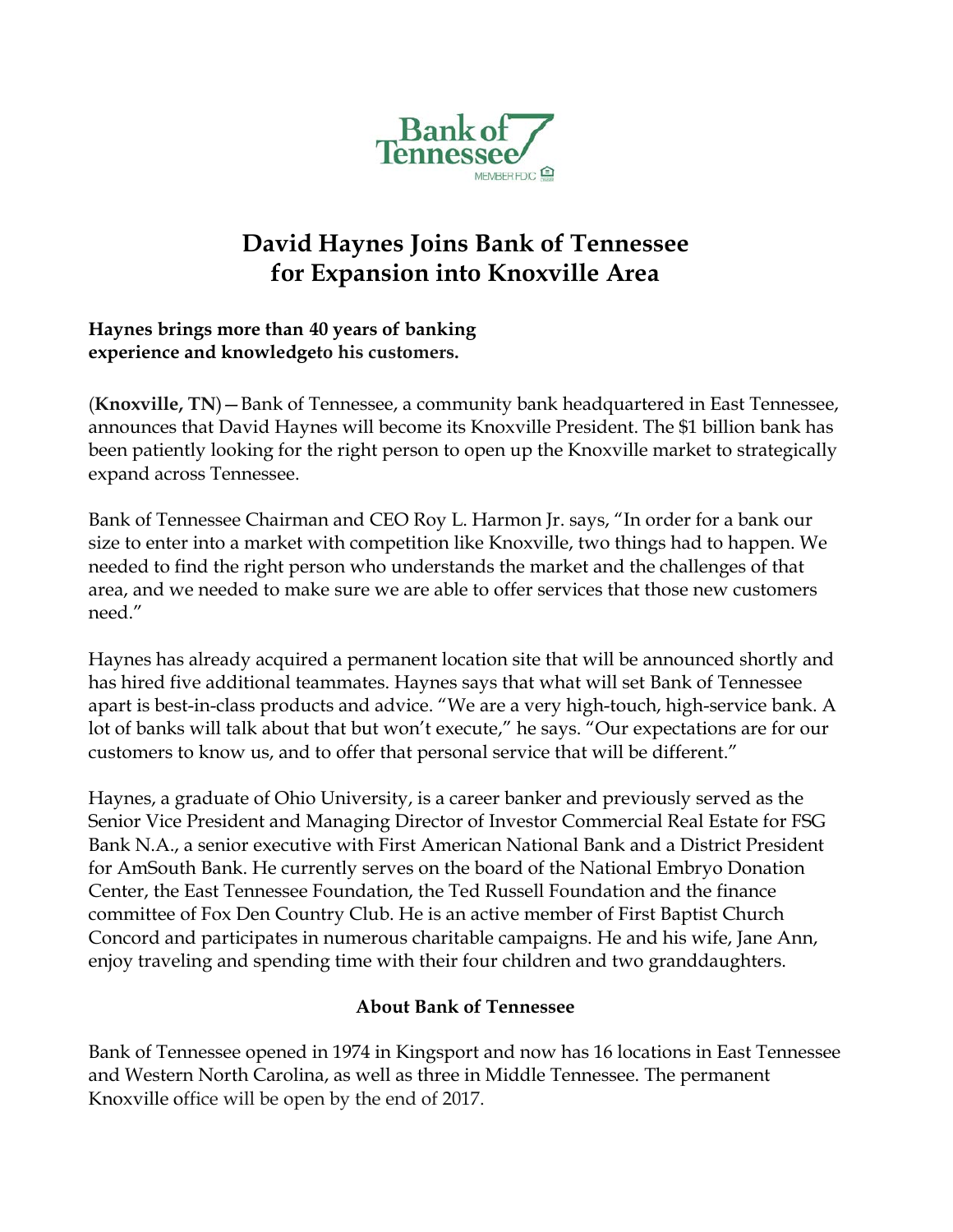Bank of Tennessee

MEMBER FDIC

# David Haynes Joins Bank of Tennessee for Expansion into Knoxville Area

**Haynes brings more than 40 years of banking experience and knowledgeto his customers.**

(**Knoxville, TN**)—Bank of Tennessee, a community bank headquartered in East Tennessee, announces that David Haynes will become its Knoxville President. The $1 billion bank has been patiently looking for the right person to open up the Knoxville market to strategically expand across Tennessee.

Bank of Tennessee Chairman and CEO Roy L. Harmon Jr. says, "In order for a bank our size to enter into a market with competition like Knoxville, two things had to happen. We needed to find the right person who understands the market and the challenges of that area, and we needed to make sure we are able to offer services that those new customers need."

Haynes has already acquired a permanent location site that will be announced shortly and has hired five additional teammates. Haynes says that what will set Bank of Tennessee apart is best-in-class products and advice. "We are a very high-touch, high-service bank. A lot of banks will talk about that but won't execute," he says. "Our expectations are for our customers to know us, and to offer that personal service that will be different."

Haynes, a graduate of Ohio University, is a career banker and previously served as the Senior Vice President and Managing Director of Investor Commercial Real Estate for FSG Bank N.A., a senior executive with First American National Bank and a District President for AmSouth Bank. He currently serves on the board of the National Embryo Donation Center, the East Tennessee Foundation, the Ted Russell Foundation and the finance committee of Fox Den Country Club. He is an active member of First Baptist Church Concord and participates in numerous charitable campaigns. He and his wife, Jane Ann, enjoy traveling and spending time with their four children and two granddaughters.

### About Bank of Tennessee

Bank of Tennessee opened in 1974 in Kingsport and now has 16 locations in East Tennessee and Western North Carolina, as well as three in Middle Tennessee. The permanent Knoxville office will be open by the end of 2017.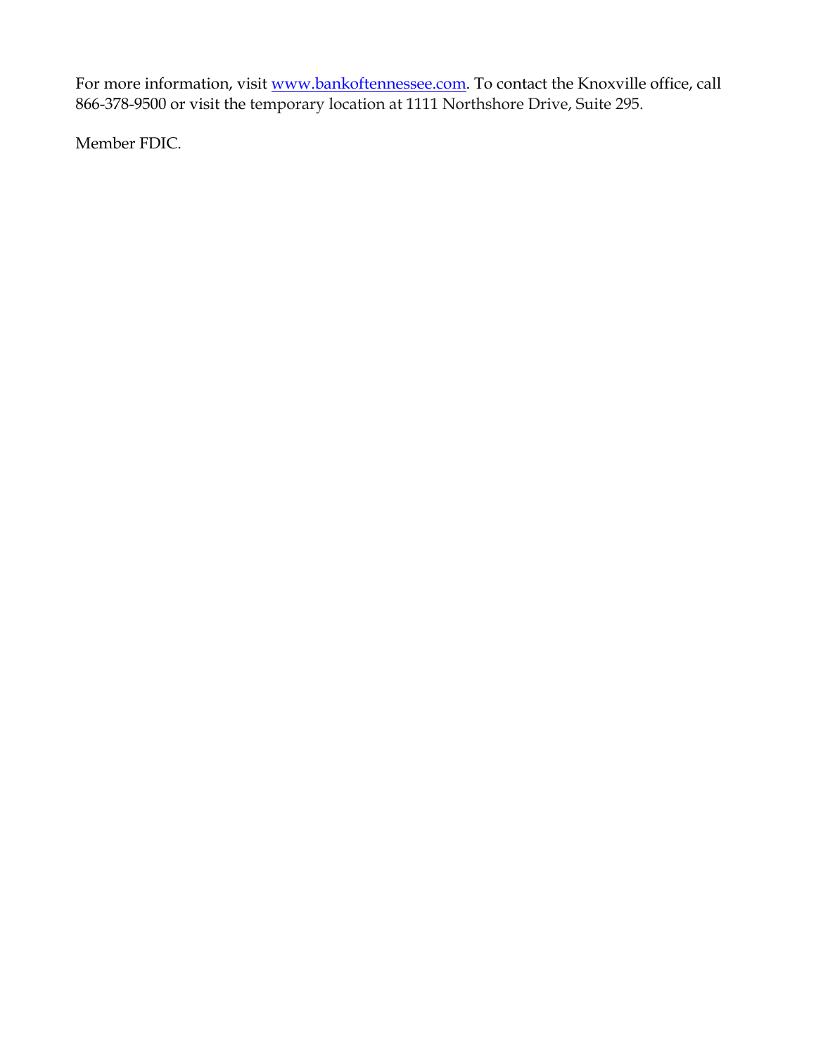For more information, visit [www.bankoftennessee.com](http://www.bankoftennessee.com). To contact the Knoxville office, call 866-378-9500 or visit the temporary location at 1111 Northshore Drive, Suite 295.

Member FDIC.